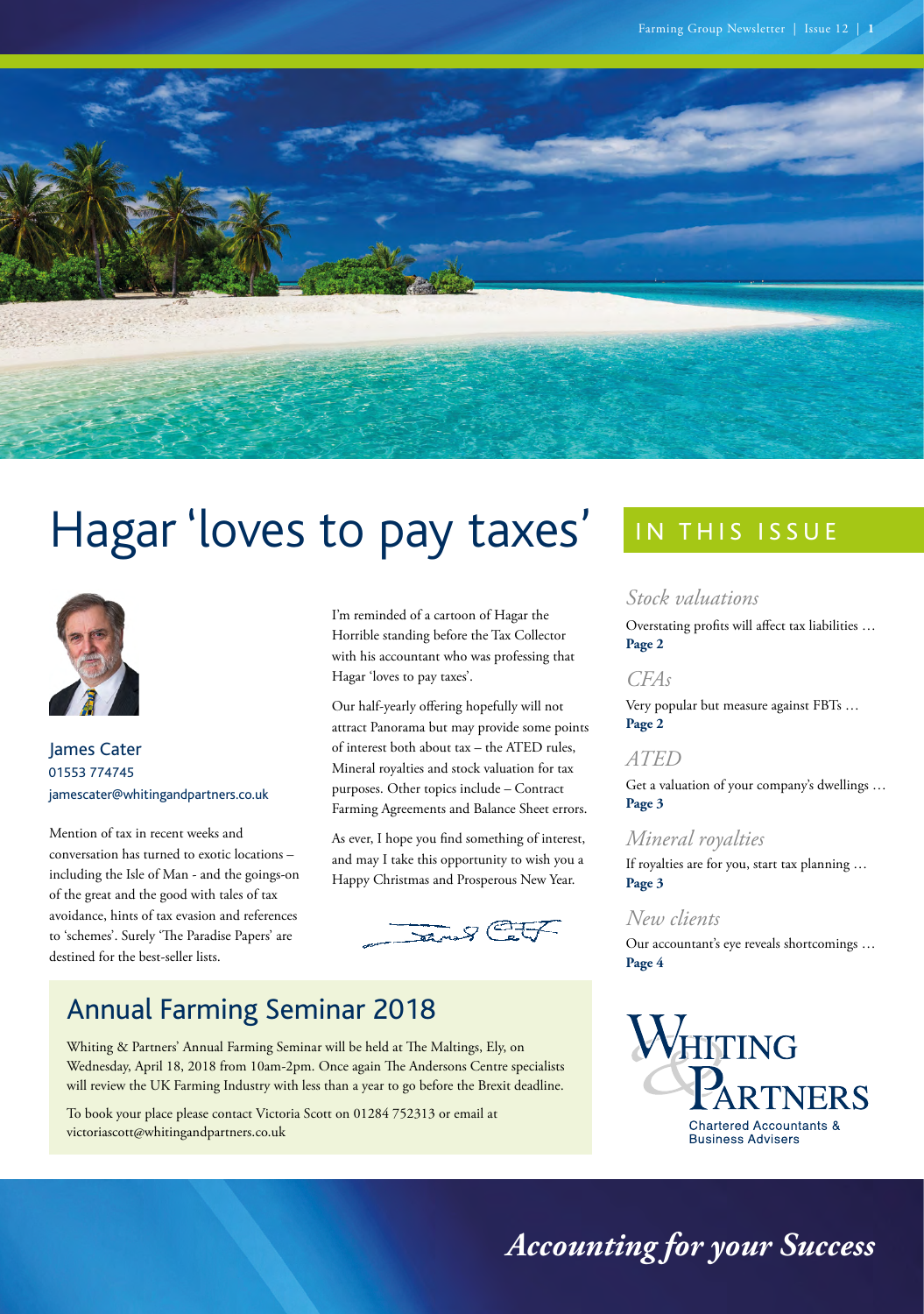# Hagar 'loves to pay taxes'

James Cater
01553 774745
jamescater@whitingandpartners.co.uk

Mention of tax in recent weeks and conversation has turned to exotic locations – including the Isle of Man - and the goings-on of the great and the good with tales of tax avoidance, hints of tax evasion and references to 'schemes'. Surely 'The Paradise Papers' are destined for the best-seller lists.

I'm reminded of a cartoon of Hagar the Horrible standing before the Tax Collector with his accountant who was professing that Hagar 'loves to pay taxes'.

Our half-yearly offering hopefully will not attract Panorama but may provide some points of interest both about tax – the ATED rules, Mineral royalties and stock valuation for tax purposes. Other topics include – Contract Farming Agreements and Balance Sheet errors.

As ever, I hope you find something of interest, and may I take this opportunity to wish you a Happy Christmas and Prosperous New Year.

## Annual Farming Seminar 2018

Whiting & Partners' Annual Farming Seminar will be held at The Maltings, Ely, on Wednesday, April 18, 2018 from 10am-2pm. Once again The Andersons Centre specialists will review the UK Farming Industry with less than a year to go before the Brexit deadline.

To book your place please contact Victoria Scott on 01284 752313 or email at victoriascott@whitingandpartners.co.uk

## IN THIS ISSUE

*Stock valuations*
Overstating profits will affect tax liabilities …
**Page 2**

*CFAs*
Very popular but measure against FBTs …
**Page 2**

*ATED*
Get a valuation of your company's dwellings …
**Page 3**

*Mineral royalties*
If royalties are for you, start tax planning …
**Page 3**

*New clients*
Our accountant's eye reveals shortcomings …
**Page 4**

Whiting & Partners
Chartered Accountants & Business Advisers

*Accounting for your Success*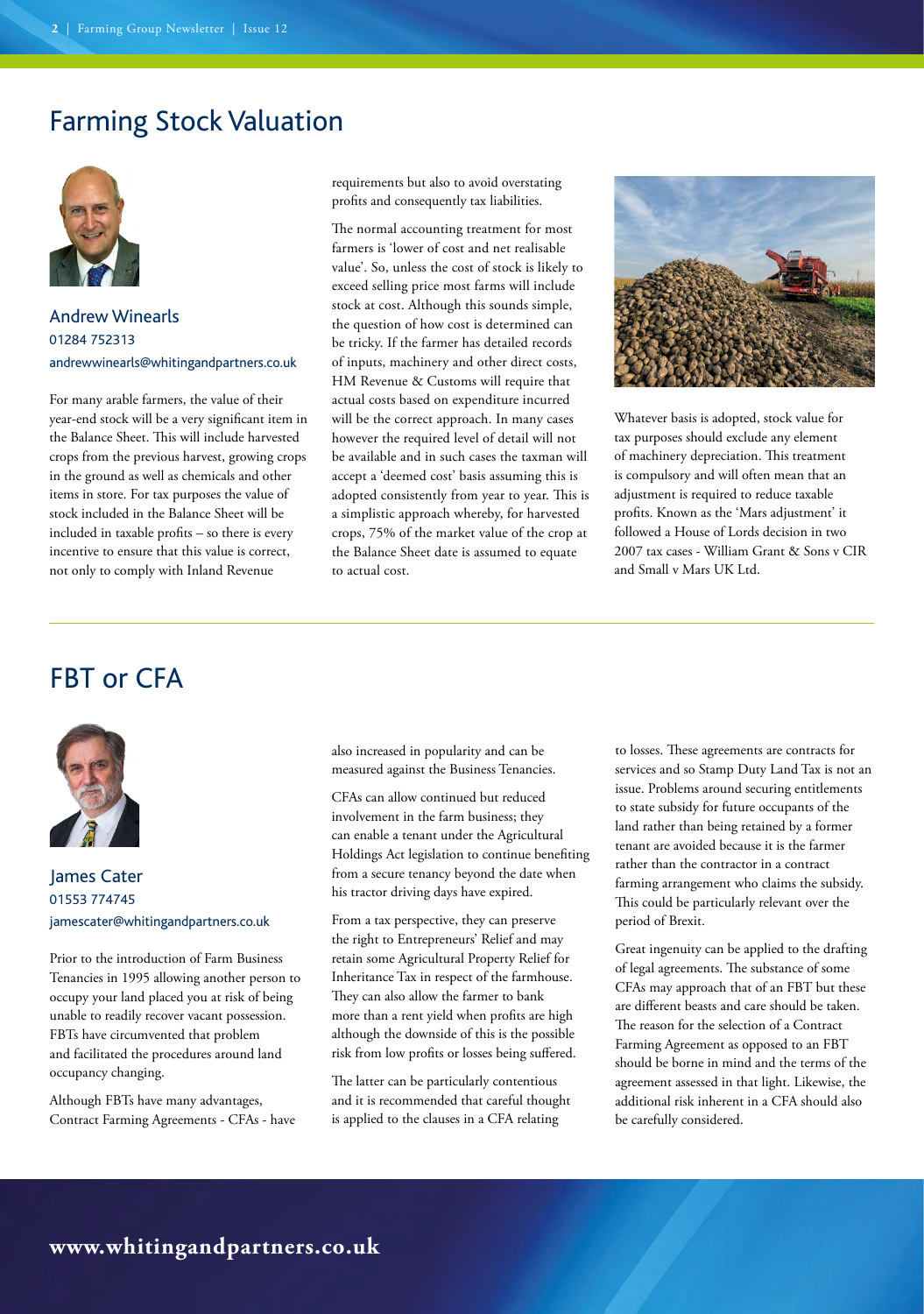## Farming Stock Valuation

**Andrew Winearls**
01284 752313
andrewwinearls@whitingandpartners.co.uk

For many arable farmers, the value of their year-end stock will be a very significant item in the Balance Sheet. This will include harvested crops from the previous harvest, growing crops in the ground as well as chemicals and other items in store. For tax purposes the value of stock included in the Balance Sheet will be included in taxable profits – so there is every incentive to ensure that this value is correct, not only to comply with Inland Revenue requirements but also to avoid overstating profits and consequently tax liabilities.

The normal accounting treatment for most farmers is 'lower of cost and net realisable value'. So, unless the cost of stock is likely to exceed selling price most farms will include stock at cost. Although this sounds simple, the question of how cost is determined can be tricky. If the farmer has detailed records of inputs, machinery and other direct costs, HM Revenue & Customs will require that actual costs based on expenditure incurred will be the correct approach. In many cases however the required level of detail will not be available and in such cases the taxman will accept a 'deemed cost' basis assuming this is adopted consistently from year to year. This is a simplistic approach whereby, for harvested crops, 75% of the market value of the crop at the Balance Sheet date is assumed to equate to actual cost.

Whatever basis is adopted, stock value for tax purposes should exclude any element of machinery depreciation. This treatment is compulsory and will often mean that an adjustment is required to reduce taxable profits. Known as the 'Mars adjustment' it followed a House of Lords decision in two 2007 tax cases - William Grant & Sons v CIR and Small v Mars UK Ltd.

## FBT or CFA

**James Cater**
01553 774745
jamescater@whitingandpartners.co.uk

Prior to the introduction of Farm Business Tenancies in 1995 allowing another person to occupy your land placed you at risk of being unable to readily recover vacant possession. FBTs have circumvented that problem and facilitated the procedures around land occupancy changing.

Although FBTs have many advantages, Contract Farming Agreements - CFAs - have also increased in popularity and can be measured against the Business Tenancies.

CFAs can allow continued but reduced involvement in the farm business; they can enable a tenant under the Agricultural Holdings Act legislation to continue benefiting from a secure tenancy beyond the date when his tractor driving days have expired.

From a tax perspective, they can preserve the right to Entrepreneurs' Relief and may retain some Agricultural Property Relief for Inheritance Tax in respect of the farmhouse. They can also allow the farmer to bank more than a rent yield when profits are high although the downside of this is the possible risk from low profits or losses being suffered.

The latter can be particularly contentious and it is recommended that careful thought is applied to the clauses in a CFA relating to losses. These agreements are contracts for services and so Stamp Duty Land Tax is not an issue. Problems around securing entitlements to state subsidy for future occupants of the land rather than being retained by a former tenant are avoided because it is the farmer rather than the contractor in a contract farming arrangement who claims the subsidy. This could be particularly relevant over the period of Brexit.

Great ingenuity can be applied to the drafting of legal agreements. The substance of some CFAs may approach that of an FBT but these are different beasts and care should be taken. The reason for the selection of a Contract Farming Agreement as opposed to an FBT should be borne in mind and the terms of the agreement assessed in that light. Likewise, the additional risk inherent in a CFA should also be carefully considered.

**www.whitingandpartners.co.uk**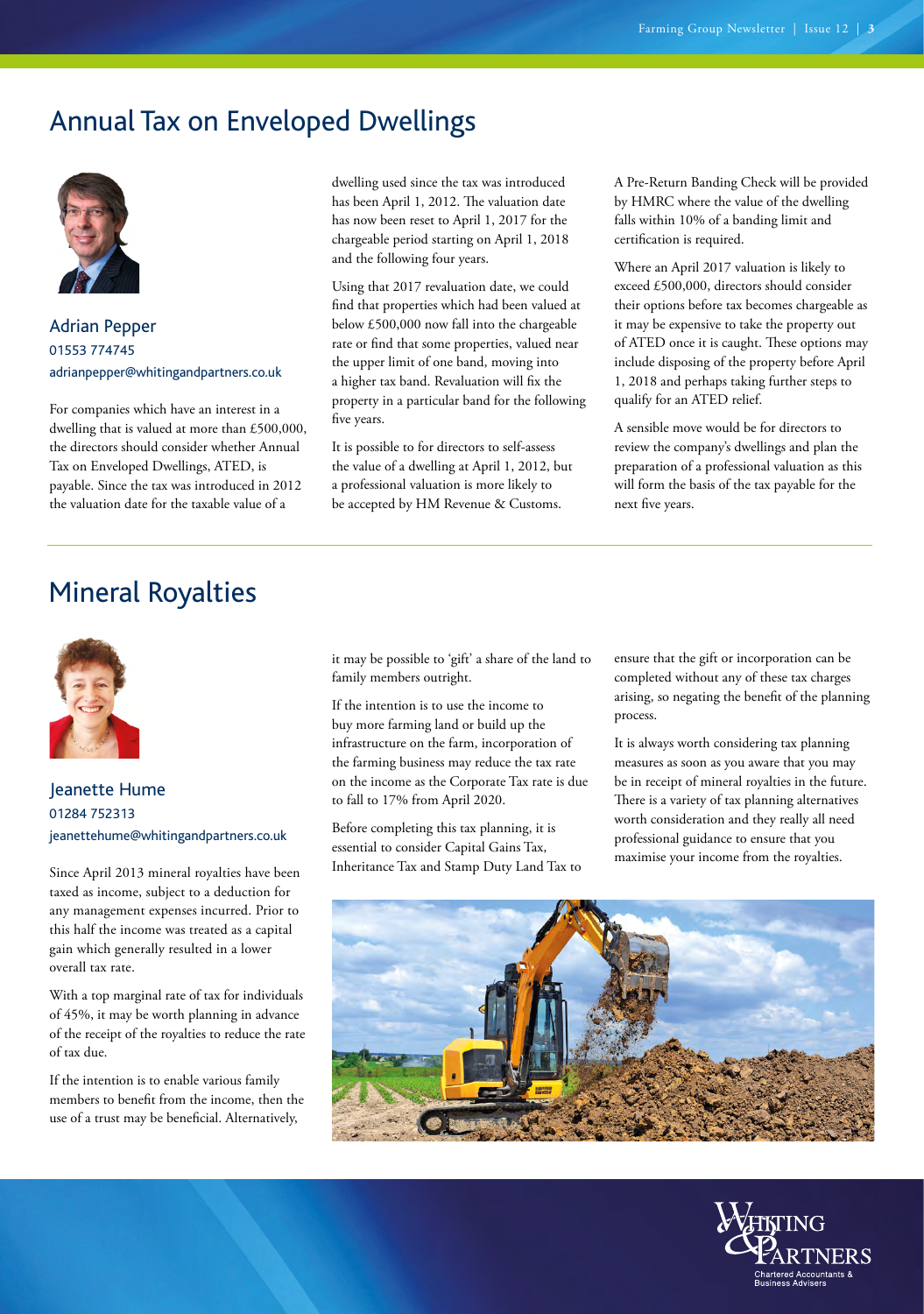## Annual Tax on Enveloped Dwellings

Adrian Pepper
01553 774745
adrianpepper@whitingandpartners.co.uk

For companies which have an interest in a dwelling that is valued at more than £500,000, the directors should consider whether Annual Tax on Enveloped Dwellings, ATED, is payable. Since the tax was introduced in 2012 the valuation date for the taxable value of a dwelling used since the tax was introduced has been April 1, 2012. The valuation date has now been reset to April 1, 2017 for the chargeable period starting on April 1, 2018 and the following four years.

Using that 2017 revaluation date, we could find that properties which had been valued at below £500,000 now fall into the chargeable rate or find that some properties, valued near the upper limit of one band, moving into a higher tax band. Revaluation will fix the property in a particular band for the following five years.

It is possible to for directors to self-assess the value of a dwelling at April 1, 2012, but a professional valuation is more likely to be accepted by HM Revenue & Customs.

A Pre-Return Banding Check will be provided by HMRC where the value of the dwelling falls within 10% of a banding limit and certification is required.

Where an April 2017 valuation is likely to exceed £500,000, directors should consider their options before tax becomes chargeable as it may be expensive to take the property out of ATED once it is caught. These options may include disposing of the property before April 1, 2018 and perhaps taking further steps to qualify for an ATED relief.

A sensible move would be for directors to review the company's dwellings and plan the preparation of a professional valuation as this will form the basis of the tax payable for the next five years.

## Mineral Royalties

Jeanette Hume
01284 752313
jeanettehume@whitingandpartners.co.uk

Since April 2013 mineral royalties have been taxed as income, subject to a deduction for any management expenses incurred. Prior to this half the income was treated as a capital gain which generally resulted in a lower overall tax rate.

With a top marginal rate of tax for individuals of 45%, it may be worth planning in advance of the receipt of the royalties to reduce the rate of tax due.

If the intention is to enable various family members to benefit from the income, then the use of a trust may be beneficial. Alternatively, it may be possible to 'gift' a share of the land to family members outright.

If the intention is to use the income to buy more farming land or build up the infrastructure on the farm, incorporation of the farming business may reduce the tax rate on the income as the Corporate Tax rate is due to fall to 17% from April 2020.

Before completing this tax planning, it is essential to consider Capital Gains Tax, Inheritance Tax and Stamp Duty Land Tax to ensure that the gift or incorporation can be completed without any of these tax charges arising, so negating the benefit of the planning process.

It is always worth considering tax planning measures as soon as you aware that you may be in receipt of mineral royalties in the future. There is a variety of tax planning alternatives worth consideration and they really all need professional guidance to ensure that you maximise your income from the royalties.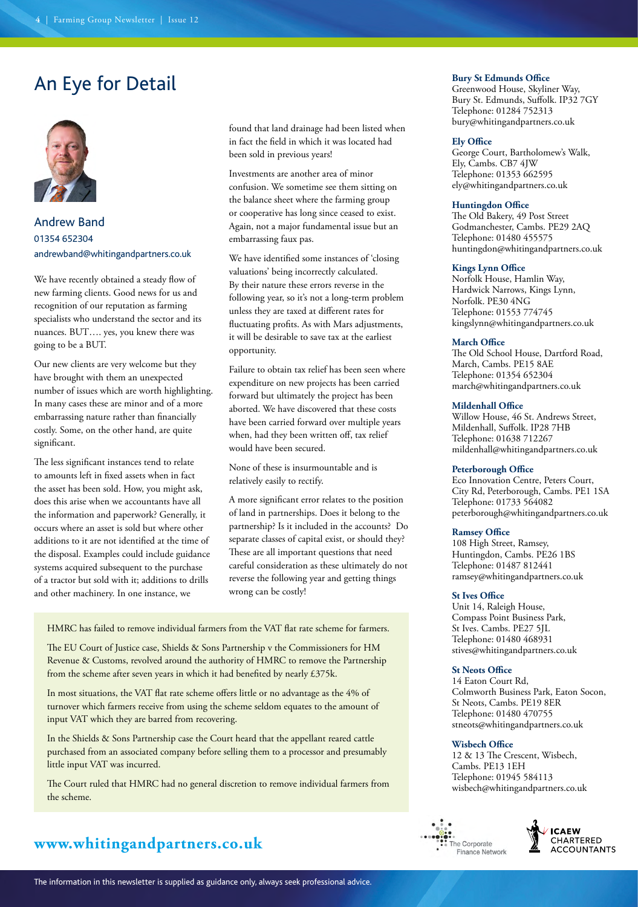# An Eye for Detail

## Andrew Band

01354 652304

andrewband@whitingandpartners.co.uk

We have recently obtained a steady flow of new farming clients. Good news for us and recognition of our reputation as farming specialists who understand the sector and its nuances. BUT…. yes, you knew there was going to be a BUT.

Our new clients are very welcome but they have brought with them an unexpected number of issues which are worth highlighting. In many cases these are minor and of a more embarrassing nature rather than financially costly. Some, on the other hand, are quite significant.

The less significant instances tend to relate to amounts left in fixed assets when in fact the asset has been sold. How, you might ask, does this arise when we accountants have all the information and paperwork? Generally, it occurs where an asset is sold but where other additions to it are not identified at the time of the disposal. Examples could include guidance systems acquired subsequent to the purchase of a tractor but sold with it; additions to drills and other machinery. In one instance, we found that land drainage had been listed when in fact the field in which it was located had been sold in previous years!

Investments are another area of minor confusion. We sometime see them sitting on the balance sheet where the farming group or cooperative has long since ceased to exist. Again, not a major fundamental issue but an embarrassing faux pas.

We have identified some instances of 'closing valuations' being incorrectly calculated. By their nature these errors reverse in the following year, so it's not a long-term problem unless they are taxed at different rates for fluctuating profits. As with Mars adjustments, it will be desirable to save tax at the earliest opportunity.

Failure to obtain tax relief has been seen where expenditure on new projects has been carried forward but ultimately the project has been aborted. We have discovered that these costs have been carried forward over multiple years when, had they been written off, tax relief would have been secured.

None of these is insurmountable and is relatively easily to rectify.

A more significant error relates to the position of land in partnerships. Does it belong to the partnership? Is it included in the accounts? Do separate classes of capital exist, or should they? These are all important questions that need careful consideration as these ultimately do not reverse the following year and getting things wrong can be costly!

HMRC has failed to remove individual farmers from the VAT flat rate scheme for farmers.

The EU Court of Justice case, Shields & Sons Partnership v the Commissioners for HM Revenue & Customs, revolved around the authority of HMRC to remove the Partnership from the scheme after seven years in which it had benefited by nearly £375k.

In most situations, the VAT flat rate scheme offers little or no advantage as the 4% of turnover which farmers receive from using the scheme seldom equates to the amount of input VAT which they are barred from recovering.

In the Shields & Sons Partnership case the Court heard that the appellant reared cattle purchased from an associated company before selling them to a processor and presumably little input VAT was incurred.

The Court ruled that HMRC had no general discretion to remove individual farmers from the scheme.

**Bury St Edmunds Office**
Greenwood House, Skyliner Way,
Bury St. Edmunds, Suffolk. IP32 7GY
Telephone: 01284 752313
bury@whitingandpartners.co.uk

**Ely Office**
George Court, Bartholomew's Walk,
Ely, Cambs. CB7 4JW
Telephone: 01353 662595
ely@whitingandpartners.co.uk

**Huntingdon Office**
The Old Bakery, 49 Post Street
Godmanchester, Cambs. PE29 2AQ
Telephone: 01480 455575
huntingdon@whitingandpartners.co.uk

**Kings Lynn Office**
Norfolk House, Hamlin Way,
Hardwick Narrows, Kings Lynn,
Norfolk. PE30 4NG
Telephone: 01553 774745
kingslynn@whitingandpartners.co.uk

**March Office**
The Old School House, Dartford Road,
March, Cambs. PE15 8AE
Telephone: 01354 652304
march@whitingandpartners.co.uk

**Mildenhall Office**
Willow House, 46 St. Andrews Street,
Mildenhall, Suffolk. IP28 7HB
Telephone: 01638 712267
mildenhall@whitingandpartners.co.uk

**Peterborough Office**
Eco Innovation Centre, Peters Court,
City Rd, Peterborough, Cambs. PE1 1SA
Telephone: 01733 564082
peterborough@whitingandpartners.co.uk

**Ramsey Office**
108 High Street, Ramsey,
Huntingdon, Cambs. PE26 1BS
Telephone: 01487 812441
ramsey@whitingandpartners.co.uk

**St Ives Office**
Unit 14, Raleigh House,
Compass Point Business Park,
St Ives. Cambs. PE27 5JL
Telephone: 01480 468931
stives@whitingandpartners.co.uk

**St Neots Office**
14 Eaton Court Rd,
Colmworth Business Park, Eaton Socon,
St Neots, Cambs. PE19 8ER
Telephone: 01480 470755
stneots@whitingandpartners.co.uk

**Wisbech Office**
12 & 13 The Crescent, Wisbech,
Cambs. PE13 1EH
Telephone: 01945 584113
wisbech@whitingandpartners.co.uk

**www.whitingandpartners.co.uk**

The Corporate Finance Network

ICAEW CHARTERED ACCOUNTANTS

The information in this newsletter is supplied as guidance only, always seek professional advice.